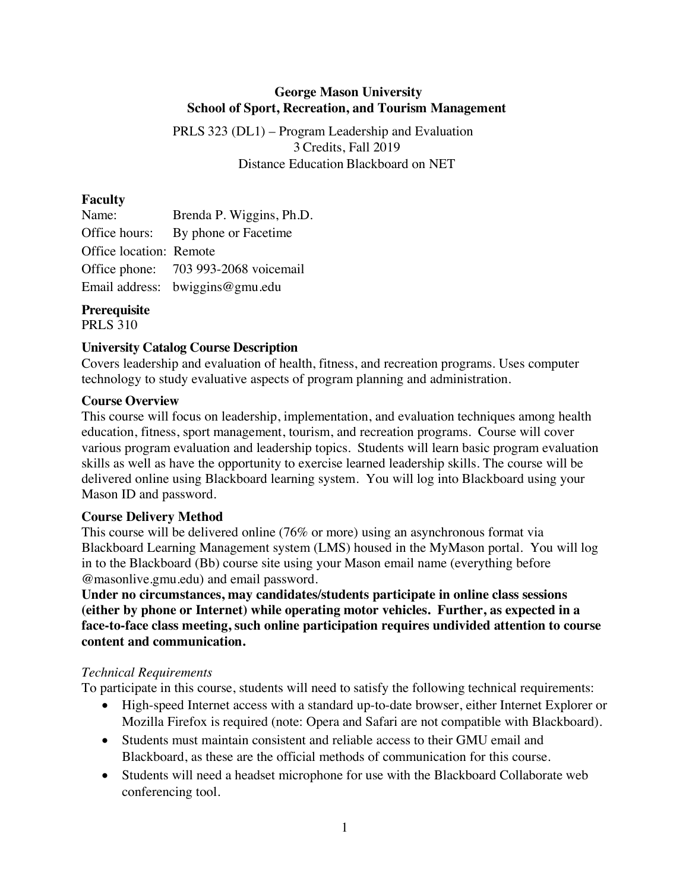**George Mason University**
**School of Sport, Recreation, and Tourism Management**

PRLS 323 (DL1) – Program Leadership and Evaluation
3 Credits, Fall 2019
Distance Education Blackboard on NET

## Faculty

Name: Brenda P. Wiggins, Ph.D.
Office hours: By phone or Facetime
Office location: Remote
Office phone: 703 993-2068 voicemail
Email address: bwiggins@gmu.edu

## Prerequisite

PRLS 310

## University Catalog Course Description

Covers leadership and evaluation of health, fitness, and recreation programs. Uses computer technology to study evaluative aspects of program planning and administration.

## Course Overview

This course will focus on leadership, implementation, and evaluation techniques among health education, fitness, sport management, tourism, and recreation programs. Course will cover various program evaluation and leadership topics. Students will learn basic program evaluation skills as well as have the opportunity to exercise learned leadership skills. The course will be delivered online using Blackboard learning system. You will log into Blackboard using your Mason ID and password.

## Course Delivery Method

This course will be delivered online (76% or more) using an asynchronous format via Blackboard Learning Management system (LMS) housed in the MyMason portal. You will log in to the Blackboard (Bb) course site using your Mason email name (everything before @masonlive.gmu.edu) and email password.

**Under no circumstances, may candidates/students participate in online class sessions (either by phone or Internet) while operating motor vehicles. Further, as expected in a face-to-face class meeting, such online participation requires undivided attention to course content and communication.**

### *Technical Requirements*

To participate in this course, students will need to satisfy the following technical requirements:

- High-speed Internet access with a standard up-to-date browser, either Internet Explorer or Mozilla Firefox is required (note: Opera and Safari are not compatible with Blackboard).
- Students must maintain consistent and reliable access to their GMU email and Blackboard, as these are the official methods of communication for this course.
- Students will need a headset microphone for use with the Blackboard Collaborate web conferencing tool.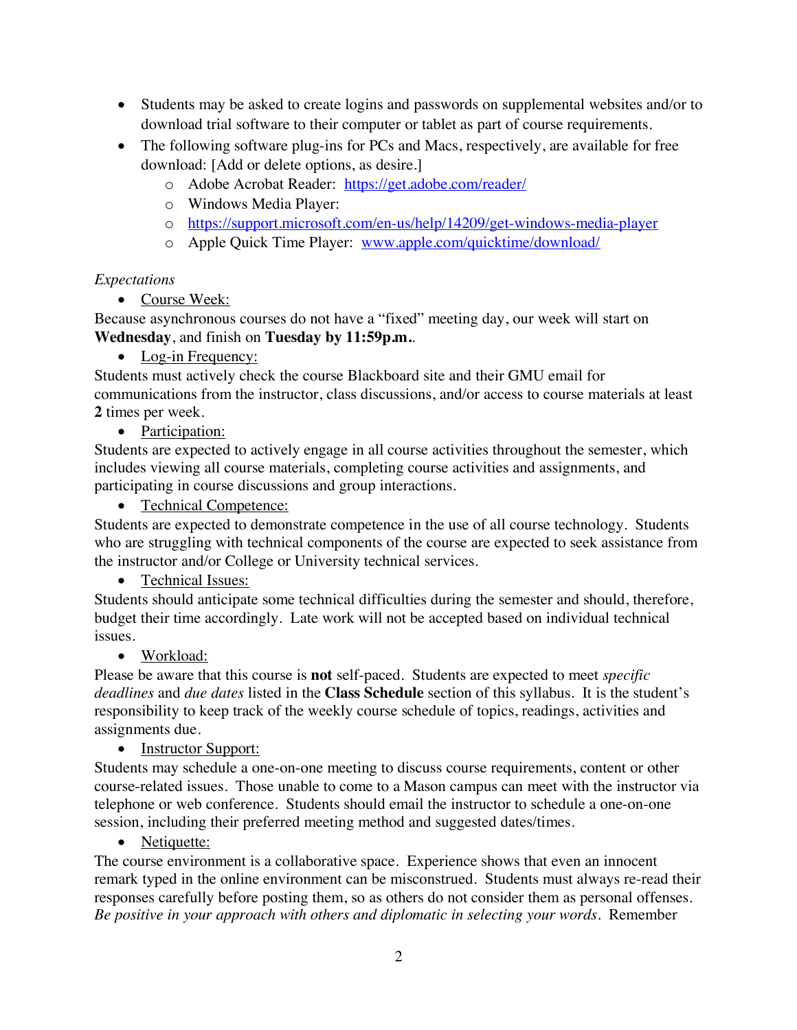- Students may be asked to create logins and passwords on supplemental websites and/or to download trial software to their computer or tablet as part of course requirements.
- The following software plug-ins for PCs and Macs, respectively, are available for free download: [Add or delete options, as desire.]
    - Adobe Acrobat Reader: https://get.adobe.com/reader/
    - Windows Media Player:
    - https://support.microsoft.com/en-us/help/14209/get-windows-media-player
    - Apple Quick Time Player: www.apple.com/quicktime/download/

*Expectations*

- Course Week:

Because asynchronous courses do not have a "fixed" meeting day, our week will start on **Wednesday**, and finish on **Tuesday by 11:59p.m.**.

- Log-in Frequency:

Students must actively check the course Blackboard site and their GMU email for communications from the instructor, class discussions, and/or access to course materials at least **2** times per week.

- Participation:

Students are expected to actively engage in all course activities throughout the semester, which includes viewing all course materials, completing course activities and assignments, and participating in course discussions and group interactions.

- Technical Competence:

Students are expected to demonstrate competence in the use of all course technology. Students who are struggling with technical components of the course are expected to seek assistance from the instructor and/or College or University technical services.

- Technical Issues:

Students should anticipate some technical difficulties during the semester and should, therefore, budget their time accordingly. Late work will not be accepted based on individual technical issues.

- Workload:

Please be aware that this course is **not** self-paced. Students are expected to meet *specific deadlines* and *due dates* listed in the **Class Schedule** section of this syllabus. It is the student's responsibility to keep track of the weekly course schedule of topics, readings, activities and assignments due.

- Instructor Support:

Students may schedule a one-on-one meeting to discuss course requirements, content or other course-related issues. Those unable to come to a Mason campus can meet with the instructor via telephone or web conference. Students should email the instructor to schedule a one-on-one session, including their preferred meeting method and suggested dates/times.

- Netiquette:

The course environment is a collaborative space. Experience shows that even an innocent remark typed in the online environment can be misconstrued. Students must always re-read their responses carefully before posting them, so as others do not consider them as personal offenses. *Be positive in your approach with others and diplomatic in selecting your words*. Remember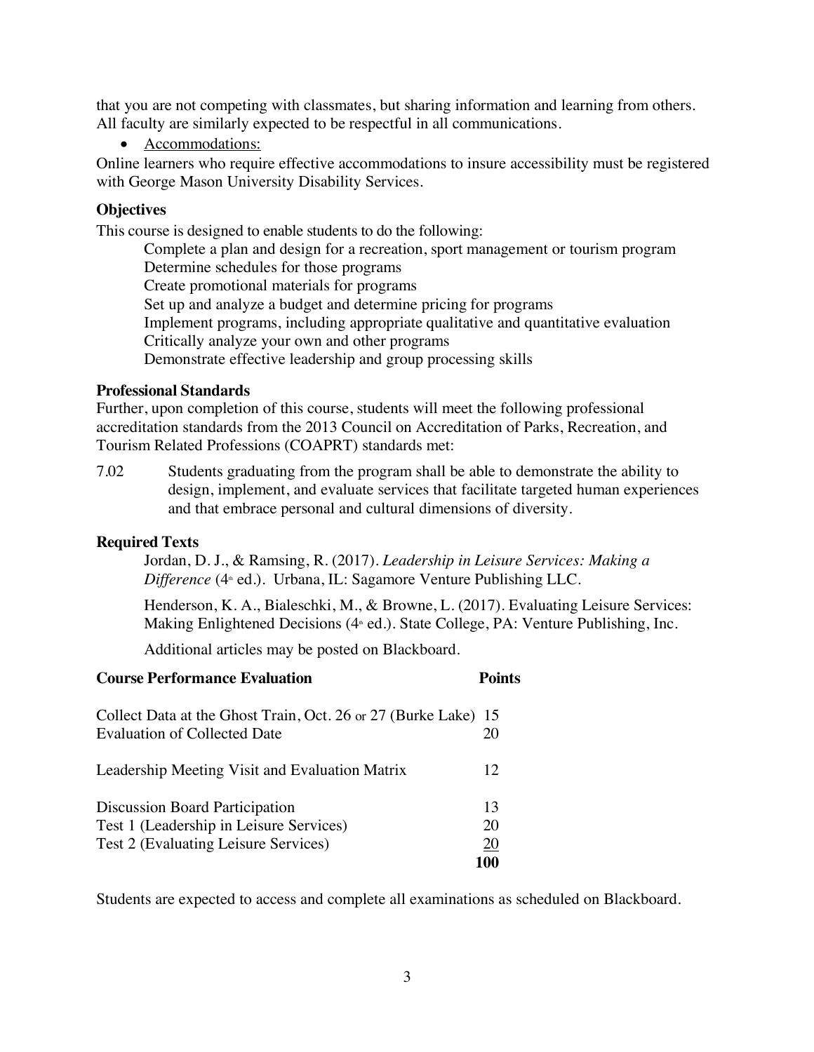that you are not competing with classmates, but sharing information and learning from others. All faculty are similarly expected to be respectful in all communications.

- Accommodations:

Online learners who require effective accommodations to insure accessibility must be registered with George Mason University Disability Services.

**Objectives**

This course is designed to enable students to do the following:

Complete a plan and design for a recreation, sport management or tourism program
Determine schedules for those programs
Create promotional materials for programs
Set up and analyze a budget and determine pricing for programs
Implement programs, including appropriate qualitative and quantitative evaluation
Critically analyze your own and other programs
Demonstrate effective leadership and group processing skills

**Professional Standards**

Further, upon completion of this course, students will meet the following professional accreditation standards from the 2013 Council on Accreditation of Parks, Recreation, and Tourism Related Professions (COAPRT) standards met:

7.02 Students graduating from the program shall be able to demonstrate the ability to design, implement, and evaluate services that facilitate targeted human experiences and that embrace personal and cultural dimensions of diversity.

**Required Texts**

Jordan, D. J., & Ramsing, R. (2017). *Leadership in Leisure Services: Making a Difference* (4th ed.). Urbana, IL: Sagamore Venture Publishing LLC.

Henderson, K. A., Bialeschki, M., & Browne, L. (2017). Evaluating Leisure Services: Making Enlightened Decisions (4th ed.). State College, PA: Venture Publishing, Inc.

Additional articles may be posted on Blackboard.

| **Course Performance Evaluation** | **Points** |
|---|---|
| Collect Data at the Ghost Train, Oct. 26 or 27 (Burke Lake) | 15 |
| Evaluation of Collected Date | 20 |
| Leadership Meeting Visit and Evaluation Matrix | 12 |
| Discussion Board Participation | 13 |
| Test 1 (Leadership in Leisure Services) | 20 |
| Test 2 (Evaluating Leisure Services) | 20 |
| | **100** |

Students are expected to access and complete all examinations as scheduled on Blackboard.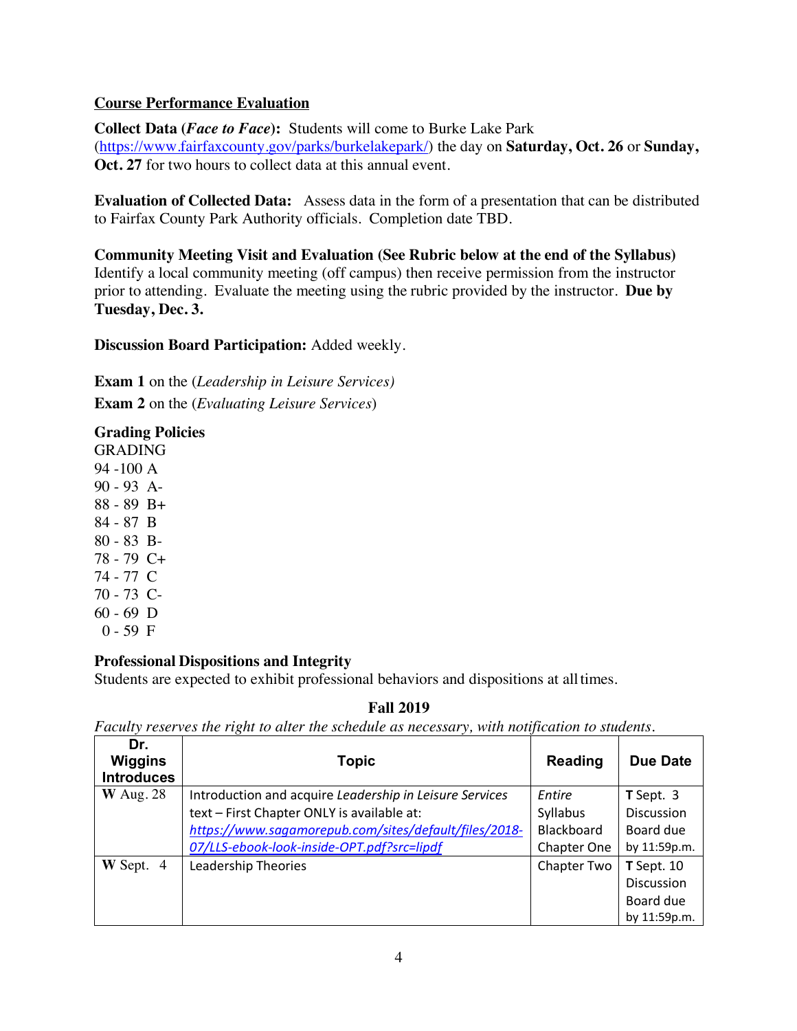**Course Performance Evaluation**

**Collect Data (*Face to Face*):** Students will come to Burke Lake Park (https://www.fairfaxcounty.gov/parks/burkelakepark/) the day on **Saturday, Oct. 26** or **Sunday, Oct. 27** for two hours to collect data at this annual event.

**Evaluation of Collected Data:** Assess data in the form of a presentation that can be distributed to Fairfax County Park Authority officials. Completion date TBD.

**Community Meeting Visit and Evaluation (See Rubric below at the end of the Syllabus)** Identify a local community meeting (off campus) then receive permission from the instructor prior to attending. Evaluate the meeting using the rubric provided by the instructor. **Due by Tuesday, Dec. 3.**

**Discussion Board Participation:** Added weekly.

**Exam 1** on the (*Leadership in Leisure Services)*

**Exam 2** on the (*Evaluating Leisure Services*)

**Grading Policies**

GRADING

94 -100 A
90 - 93 A-
88 - 89 B+
84 - 87 B
80 - 83 B-
78 - 79 C+
74 - 77 C
70 - 73 C-
60 - 69 D
0 - 59 F

**Professional Dispositions and Integrity**

Students are expected to exhibit professional behaviors and dispositions at all times.

**Fall 2019**

*Faculty reserves the right to alter the schedule as necessary, with notification to students.*

| Dr. Wiggins Introduces | Topic | Reading | Due Date |
|---|---|---|---|
| **W** Aug. 28 | Introduction and acquire *Leadership in Leisure Services* text – First Chapter ONLY is available at: *https://www.sagamorepub.com/sites/default/files/2018-07/LLS-ebook-look-inside-OPT.pdf?src=lipdf* | *Entire* Syllabus Blackboard Chapter One | **T** Sept. 3 Discussion Board due by 11:59p.m. |
| **W** Sept. 4 | Leadership Theories | Chapter Two | **T** Sept. 10 Discussion Board due by 11:59p.m. |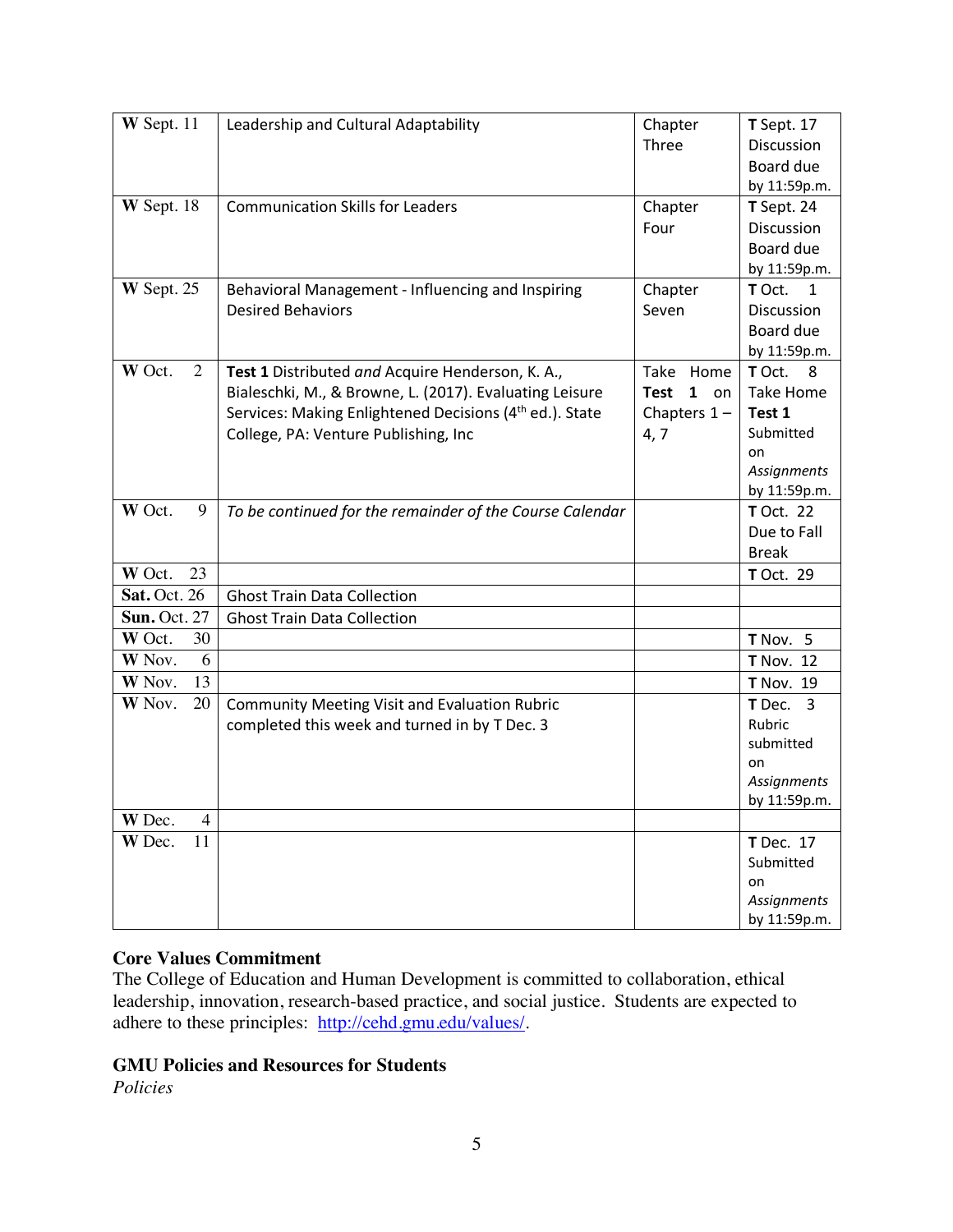| **W** Sept. 11 | Leadership and Cultural Adaptability | Chapter Three | **T** Sept. 17 Discussion Board due by 11:59p.m. |
|---|---|---|---|
| **W** Sept. 18 | Communication Skills for Leaders | Chapter Four | **T** Sept. 24 Discussion Board due by 11:59p.m. |
| **W** Sept. 25 | Behavioral Management - Influencing and Inspiring Desired Behaviors | Chapter Seven | **T** Oct. 1 Discussion Board due by 11:59p.m. |
| **W** Oct. 2 | **Test 1** Distributed *and* Acquire Henderson, K. A., Bialeschki, M., & Browne, L. (2017). Evaluating Leisure Services: Making Enlightened Decisions (4th ed.). State College, PA: Venture Publishing, Inc | Take Home **Test 1** on Chapters 1 – 4, 7 | **T** Oct. 8 Take Home **Test 1** Submitted on *Assignments* by 11:59p.m. |
| **W** Oct. 9 | *To be continued for the remainder of the Course Calendar* | | **T** Oct. 22 Due to Fall Break |
| **W** Oct. 23 | | | **T** Oct. 29 |
| **Sat.** Oct. 26 | Ghost Train Data Collection | | |
| **Sun.** Oct. 27 | Ghost Train Data Collection | | |
| **W** Oct. 30 | | | **T** Nov. 5 |
| **W** Nov. 6 | | | **T** Nov. 12 |
| **W** Nov. 13 | | | **T** Nov. 19 |
| **W** Nov. 20 | Community Meeting Visit and Evaluation Rubric completed this week and turned in by T Dec. 3 | | **T** Dec. 3 Rubric submitted on *Assignments* by 11:59p.m. |
| **W** Dec. 4 | | | |
| **W** Dec. 11 | | | **T** Dec. 17 Submitted on *Assignments* by 11:59p.m. |

**Core Values Commitment**

The College of Education and Human Development is committed to collaboration, ethical leadership, innovation, research-based practice, and social justice. Students are expected to adhere to these principles: http://cehd.gmu.edu/values/.

**GMU Policies and Resources for Students**

*Policies*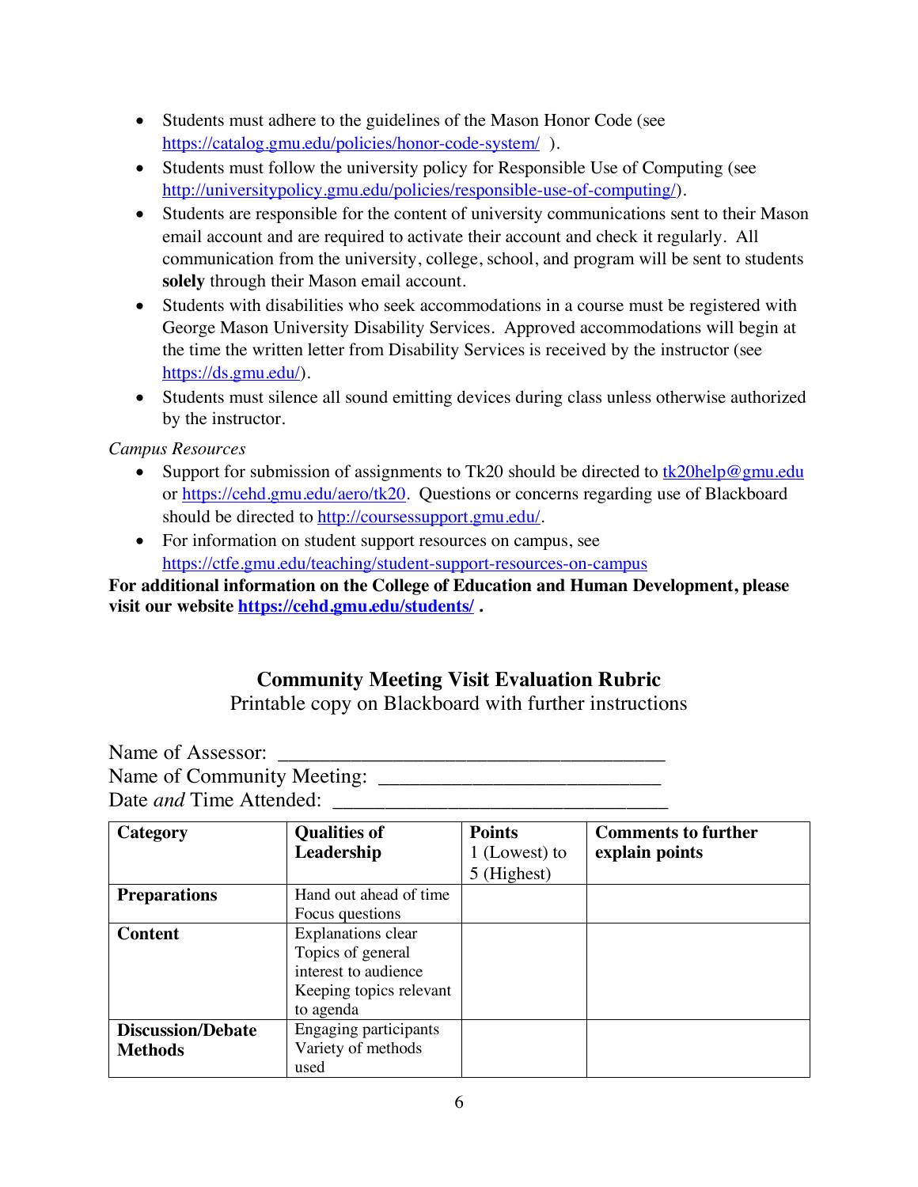- Students must adhere to the guidelines of the Mason Honor Code (see https://catalog.gmu.edu/policies/honor-code-system/ ).
- Students must follow the university policy for Responsible Use of Computing (see http://universitypolicy.gmu.edu/policies/responsible-use-of-computing/).
- Students are responsible for the content of university communications sent to their Mason email account and are required to activate their account and check it regularly. All communication from the university, college, school, and program will be sent to students **solely** through their Mason email account.
- Students with disabilities who seek accommodations in a course must be registered with George Mason University Disability Services. Approved accommodations will begin at the time the written letter from Disability Services is received by the instructor (see https://ds.gmu.edu/).
- Students must silence all sound emitting devices during class unless otherwise authorized by the instructor.

*Campus Resources*

- Support for submission of assignments to Tk20 should be directed to tk20help@gmu.edu or https://cehd.gmu.edu/aero/tk20. Questions or concerns regarding use of Blackboard should be directed to http://coursessupport.gmu.edu/.
- For information on student support resources on campus, see https://ctfe.gmu.edu/teaching/student-support-resources-on-campus

**For additional information on the College of Education and Human Development, please visit our website https://cehd.gmu.edu/students/ .**

## Community Meeting Visit Evaluation Rubric

Printable copy on Blackboard with further instructions

Name of Assessor: ______________________________________

Name of Community Meeting: ___________________________

Date *and* Time Attended: ________________________________

| Category | Qualities of Leadership | Points 1 (Lowest) to 5 (Highest) | Comments to further explain points |
|---|---|---|---|
| **Preparations** | Hand out ahead of time<br>Focus questions | | |
| **Content** | Explanations clear<br>Topics of general interest to audience<br>Keeping topics relevant to agenda | | |
| **Discussion/Debate Methods** | Engaging participants<br>Variety of methods used | | |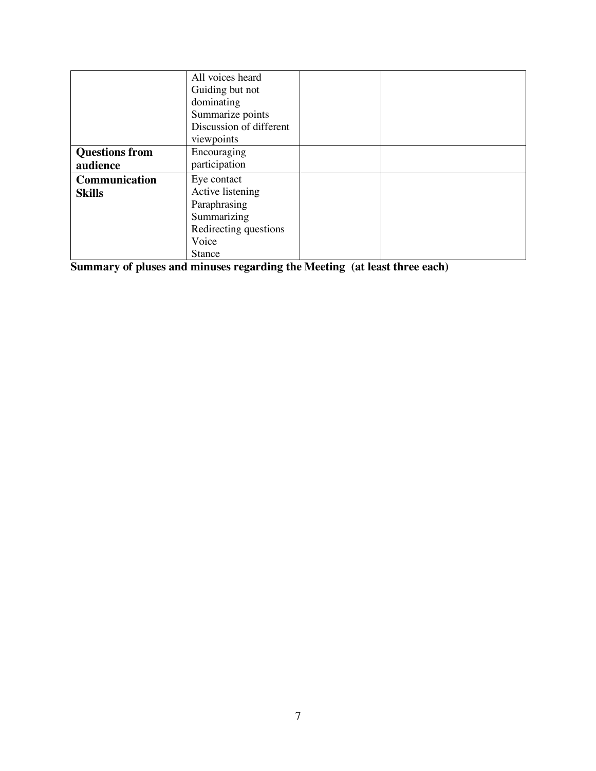| | | | |
|---|---|---|---|
| | All voices heard<br>Guiding but not dominating<br>Summarize points<br>Discussion of different viewpoints | | |
| **Questions from audience** | Encouraging participation | | |
| **Communication Skills** | Eye contact<br>Active listening<br>Paraphrasing<br>Summarizing<br>Redirecting questions<br>Voice<br>Stance | | |

**Summary of pluses and minuses regarding the Meeting (at least three each)**